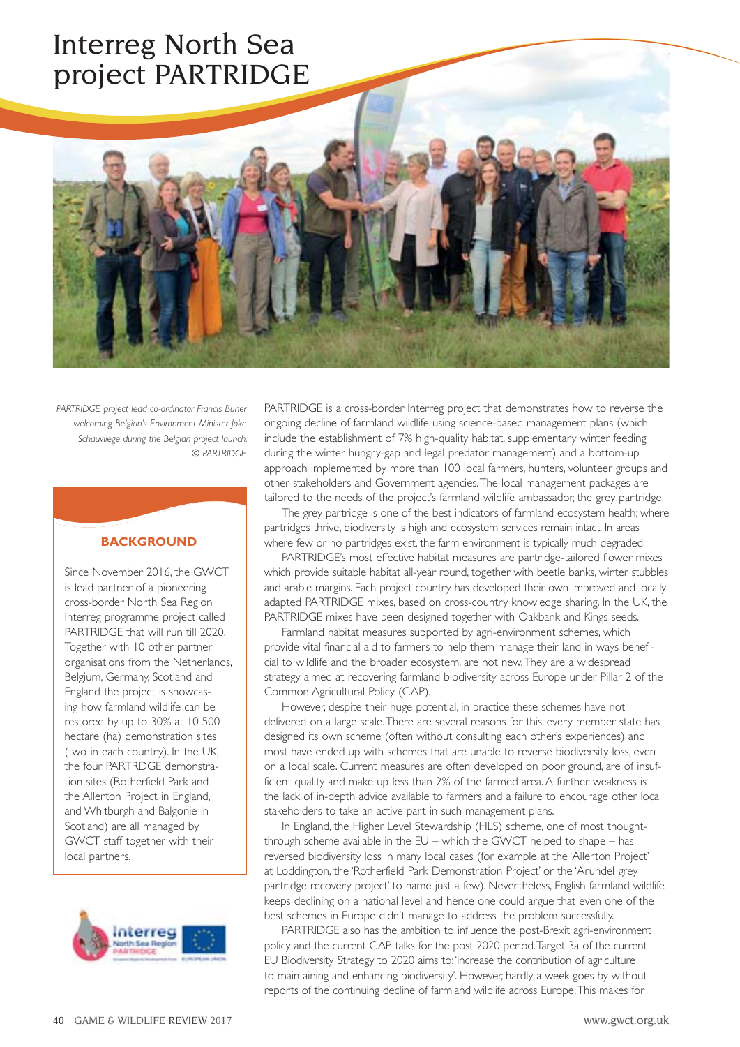# Interreg North Sea project PARTRIDGE

*PARTRIDGE project lead co-ordinator Francis Buner welcoming Belgian's Environment Minister Joke Schauvliege during the Belgian project launch. © PARTRIDGE*

### BACKGROUND

Since November 2016, the GWCT is lead partner of a pioneering cross-border North Sea Region Interreg programme project called PARTRIDGE that will run till 2020. Together with 10 other partner organisations from the Netherlands, Belgium, Germany, Scotland and England the project is showcasing how farmland wildlife can be restored by up to 30% at 10 500 hectare (ha) demonstration sites (two in each country). In the UK, the four PARTRDGE demonstration sites (Rotherfield Park and the Allerton Project in England, and Whitburgh and Balgonie in Scotland) are all managed by GWCT staff together with their local partners.

PARTRIDGE is a cross-border Interreg project that demonstrates how to reverse the ongoing decline of farmland wildlife using science-based management plans (which include the establishment of 7% high-quality habitat, supplementary winter feeding during the winter hungry-gap and legal predator management) and a bottom-up approach implemented by more than 100 local farmers, hunters, volunteer groups and other stakeholders and Government agencies. The local management packages are tailored to the needs of the project's farmland wildlife ambassador, the grey partridge.

The grey partridge is one of the best indicators of farmland ecosystem health; where partridges thrive, biodiversity is high and ecosystem services remain intact. In areas where few or no partridges exist, the farm environment is typically much degraded.

PARTRIDGE's most effective habitat measures are partridge-tailored flower mixes which provide suitable habitat all-year round, together with beetle banks, winter stubbles and arable margins. Each project country has developed their own improved and locally adapted PARTRIDGE mixes, based on cross-country knowledge sharing. In the UK, the PARTRIDGE mixes have been designed together with Oakbank and Kings seeds.

Farmland habitat measures supported by agri-environment schemes, which provide vital financial aid to farmers to help them manage their land in ways beneficial to wildlife and the broader ecosystem, are not new. They are a widespread strategy aimed at recovering farmland biodiversity across Europe under Pillar 2 of the Common Agricultural Policy (CAP).

However, despite their huge potential, in practice these schemes have not delivered on a large scale. There are several reasons for this: every member state has designed its own scheme (often without consulting each other's experiences) and most have ended up with schemes that are unable to reverse biodiversity loss, even on a local scale. Current measures are often developed on poor ground, are of insufficient quality and make up less than 2% of the farmed area. A further weakness is the lack of in-depth advice available to farmers and a failure to encourage other local stakeholders to take an active part in such management plans.

In England, the Higher Level Stewardship (HLS) scheme, one of most thought-through scheme available in the EU – which the GWCT helped to shape – has reversed biodiversity loss in many local cases (for example at the 'Allerton Project' at Loddington, the 'Rotherfield Park Demonstration Project' or the 'Arundel grey partridge recovery project' to name just a few). Nevertheless, English farmland wildlife keeps declining on a national level and hence one could argue that even one of the best schemes in Europe didn't manage to address the problem successfully.

PARTRIDGE also has the ambition to influence the post-Brexit agri-environment policy and the current CAP talks for the post 2020 period. Target 3a of the current EU Biodiversity Strategy to 2020 aims to: 'increase the contribution of agriculture to maintaining and enhancing biodiversity'. However, hardly a week goes by without reports of the continuing decline of farmland wildlife across Europe. This makes for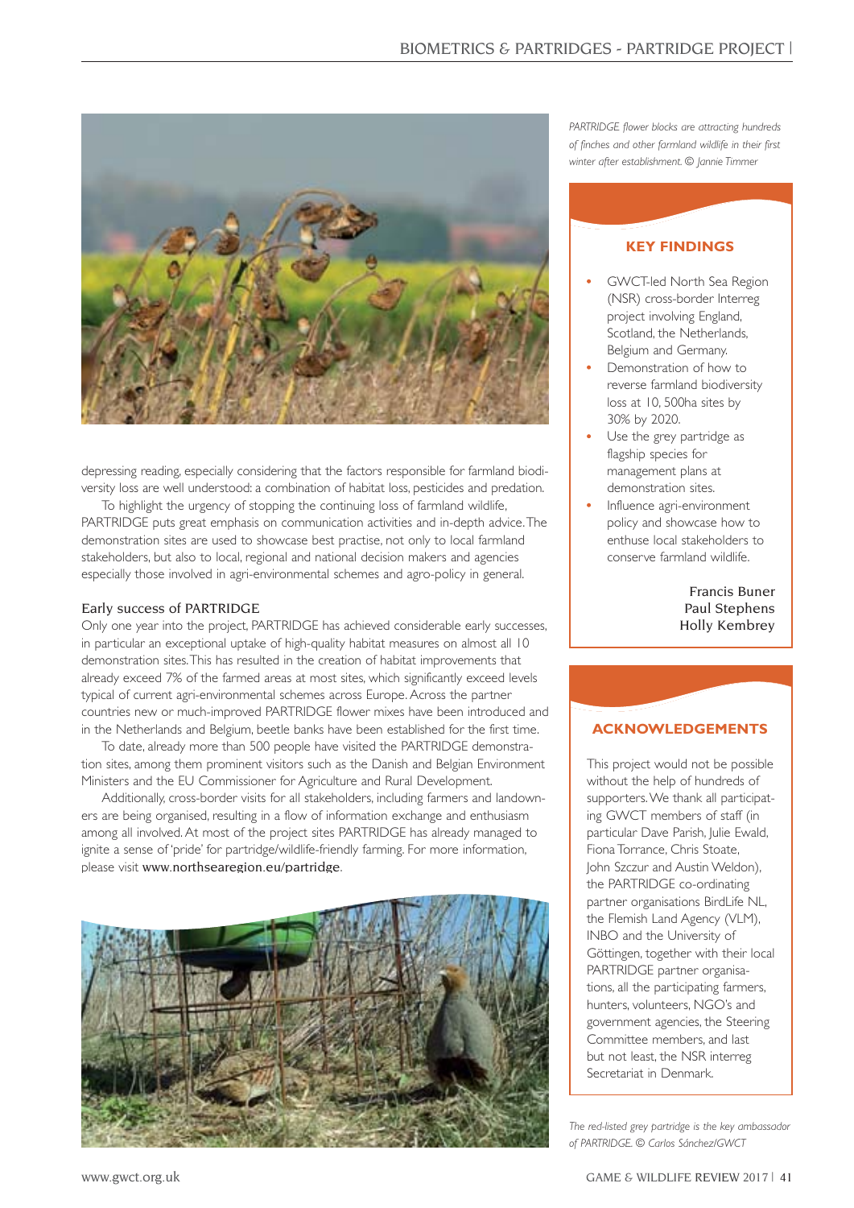depressing reading, especially considering that the factors responsible for farmland biodiversity loss are well understood: a combination of habitat loss, pesticides and predation.

To highlight the urgency of stopping the continuing loss of farmland wildlife, PARTRIDGE puts great emphasis on communication activities and in-depth advice. The demonstration sites are used to showcase best practise, not only to local farmland stakeholders, but also to local, regional and national decision makers and agencies especially those involved in agri-environmental schemes and agro-policy in general.

### Early success of PARTRIDGE

Only one year into the project, PARTRIDGE has achieved considerable early successes, in particular an exceptional uptake of high-quality habitat measures on almost all 10 demonstration sites. This has resulted in the creation of habitat improvements that already exceed 7% of the farmed areas at most sites, which significantly exceed levels typical of current agri-environmental schemes across Europe. Across the partner countries new or much-improved PARTRIDGE flower mixes have been introduced and in the Netherlands and Belgium, beetle banks have been established for the first time.

To date, already more than 500 people have visited the PARTRIDGE demonstration sites, among them prominent visitors such as the Danish and Belgian Environment Ministers and the EU Commissioner for Agriculture and Rural Development.

Additionally, cross-border visits for all stakeholders, including farmers and landowners are being organised, resulting in a flow of information exchange and enthusiasm among all involved. At most of the project sites PARTRIDGE has already managed to ignite a sense of 'pride' for partridge/wildlife-friendly farming. For more information, please visit www.northsearegion.eu/partridge.

*PARTRIDGE flower blocks are attracting hundreds of finches and other farmland wildlife in their first winter after establishment. © Jannie Timmer*

## KEY FINDINGS

- GWCT-led North Sea Region (NSR) cross-border Interreg project involving England, Scotland, the Netherlands, Belgium and Germany.
- Demonstration of how to reverse farmland biodiversity loss at 10, 500ha sites by 30% by 2020.
- Use the grey partridge as flagship species for management plans at demonstration sites.
- Influence agri-environment policy and showcase how to enthuse local stakeholders to conserve farmland wildlife.

Francis Buner
Paul Stephens
Holly Kembrey

## ACKNOWLEDGEMENTS

This project would not be possible without the help of hundreds of supporters. We thank all participating GWCT members of staff (in particular Dave Parish, Julie Ewald, Fiona Torrance, Chris Stoate, John Szczur and Austin Weldon), the PARTRIDGE co-ordinating partner organisations BirdLife NL, the Flemish Land Agency (VLM), INBO and the University of Göttingen, together with their local PARTRIDGE partner organisations, all the participating farmers, hunters, volunteers, NGO's and government agencies, the Steering Committee members, and last but not least, the NSR interreg Secretariat in Denmark.

*The red-listed grey partridge is the key ambassador of PARTRIDGE. © Carlos Sánchez/GWCT*